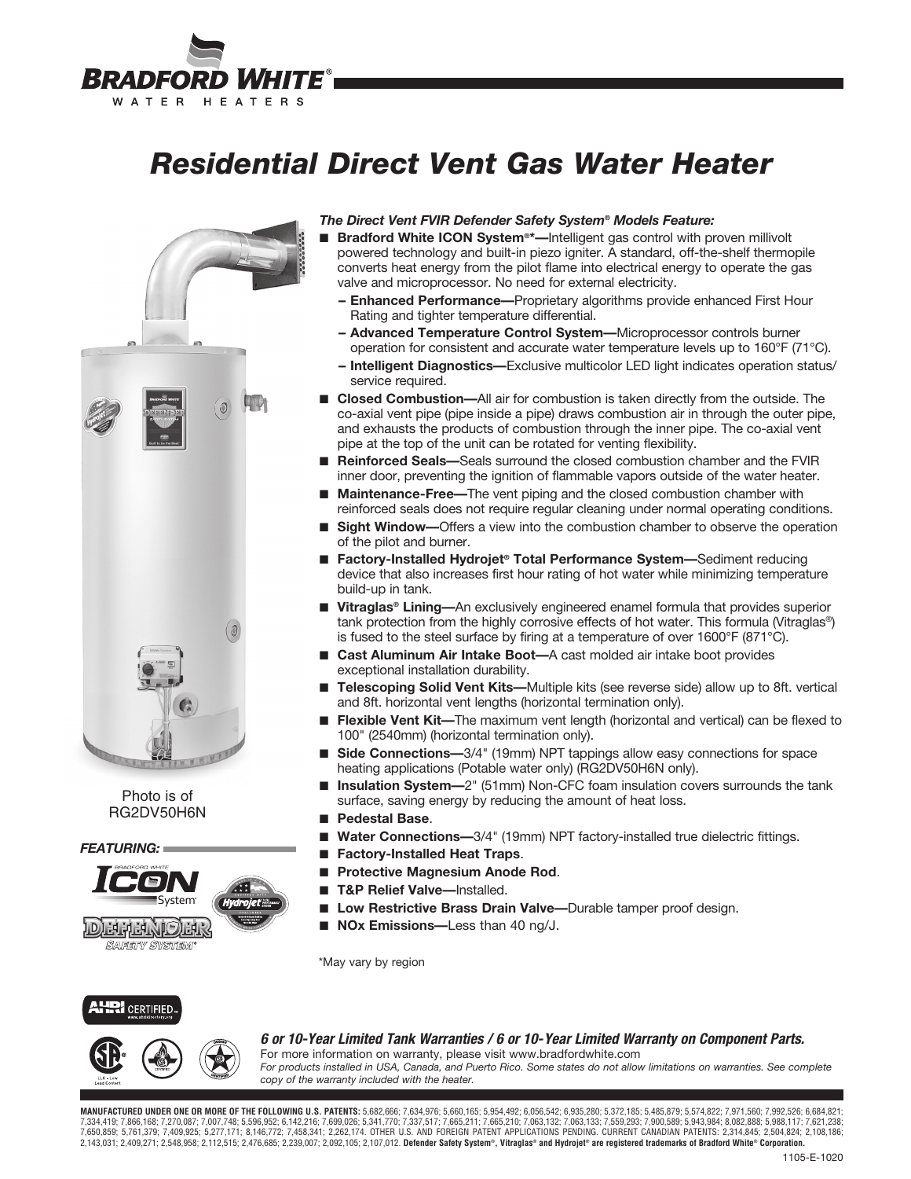# Residential Direct Vent Gas Water Heater

Photo is of RG2DV50H6N

*FEATURING:*

### *The Direct Vent FVIR Defender Safety System® Models Feature:*

- **Bradford White ICON System®*—**Intelligent gas control with proven millivolt powered technology and built-in piezo igniter. A standard, off-the-shelf thermopile converts heat energy from the pilot flame into electrical energy to operate the gas valve and microprocessor. No need for external electricity.
  - **Enhanced Performance—**Proprietary algorithms provide enhanced First Hour Rating and tighter temperature differential.
  - **Advanced Temperature Control System—**Microprocessor controls burner operation for consistent and accurate water temperature levels up to 160°F (71°C).
  - **Intelligent Diagnostics—**Exclusive multicolor LED light indicates operation status/service required.
- **Closed Combustion—**All air for combustion is taken directly from the outside. The co-axial vent pipe (pipe inside a pipe) draws combustion air in through the outer pipe, and exhausts the products of combustion through the inner pipe. The co-axial vent pipe at the top of the unit can be rotated for venting flexibility.
- **Reinforced Seals—**Seals surround the closed combustion chamber and the FVIR inner door, preventing the ignition of flammable vapors outside of the water heater.
- **Maintenance-Free—**The vent piping and the closed combustion chamber with reinforced seals does not require regular cleaning under normal operating conditions.
- **Sight Window—**Offers a view into the combustion chamber to observe the operation of the pilot and burner.
- **Factory-Installed Hydrojet® Total Performance System—**Sediment reducing device that also increases first hour rating of hot water while minimizing temperature build-up in tank.
- **Vitraglas® Lining—**An exclusively engineered enamel formula that provides superior tank protection from the highly corrosive effects of hot water. This formula (Vitraglas®) is fused to the steel surface by firing at a temperature of over 1600°F (871°C).
- **Cast Aluminum Air Intake Boot—**A cast molded air intake boot provides exceptional installation durability.
- **Telescoping Solid Vent Kits—**Multiple kits (see reverse side) allow up to 8ft. vertical and 8ft. horizontal vent lengths (horizontal termination only).
- **Flexible Vent Kit—**The maximum vent length (horizontal and vertical) can be flexed to 100" (2540mm) (horizontal termination only).
- **Side Connections—**3/4" (19mm) NPT tappings allow easy connections for space heating applications (Potable water only) (RG2DV50H6N only).
- **Insulation System—**2" (51mm) Non-CFC foam insulation covers surrounds the tank surface, saving energy by reducing the amount of heat loss.
- **Pedestal Base**.
- **Water Connections—**3/4" (19mm) NPT factory-installed true dielectric fittings.
- **Factory-Installed Heat Traps**.
- **Protective Magnesium Anode Rod**.
- **T&P Relief Valve—**Installed.
- **Low Restrictive Brass Drain Valve—**Durable tamper proof design.
- **NOx Emissions—**Less than 40 ng/J.

*May vary by region

***6 or 10-Year Limited Tank Warranties / 6 or 10-Year Limited Warranty on Component Parts.***
For more information on warranty, please visit www.bradfordwhite.com
*For products installed in USA, Canada, and Puerto Rico. Some states do not allow limitations on warranties. See complete copy of the warranty included with the heater.*

**MANUFACTURED UNDER ONE OR MORE OF THE FOLLOWING U.S. PATENTS:** 5,682,666; 7,634,976; 5,660,165; 5,954,492; 6,056,542; 6,935,280; 5,372,185; 5,485,879; 5,574,822; 7,971,560; 7,992,526; 6,684,821; 7,334,419; 7,866,168; 7,270,087; 7,007,748; 5,596,952; 6,142,216; 7,699,026; 5,341,770; 7,337,517; 7,665,211; 7,665,210; 7,063,132; 7,063,133; 7,559,293; 7,900,589; 5,943,984; 8,082,888; 5,988,117; 7,621,238; 7,650,859; 5,761,379; 7,409,925; 5,277,171; 8,146,772; 7,458,341; 2,262,174. OTHER U.S. AND FOREIGN PATENT APPLICATIONS PENDING. CURRENT CANADIAN PATENTS: 2,314,845; 2,504,824; 2,108,186; 2,143,031; 2,409,271; 2,548,958; 2,112,515; 2,476,685; 2,239,007; 2,092,105; 2,107,012. **Defender Safety System®, Vitraglas® and Hydrojet® are registered trademarks of Bradford White® Corporation.**

1105-E-1020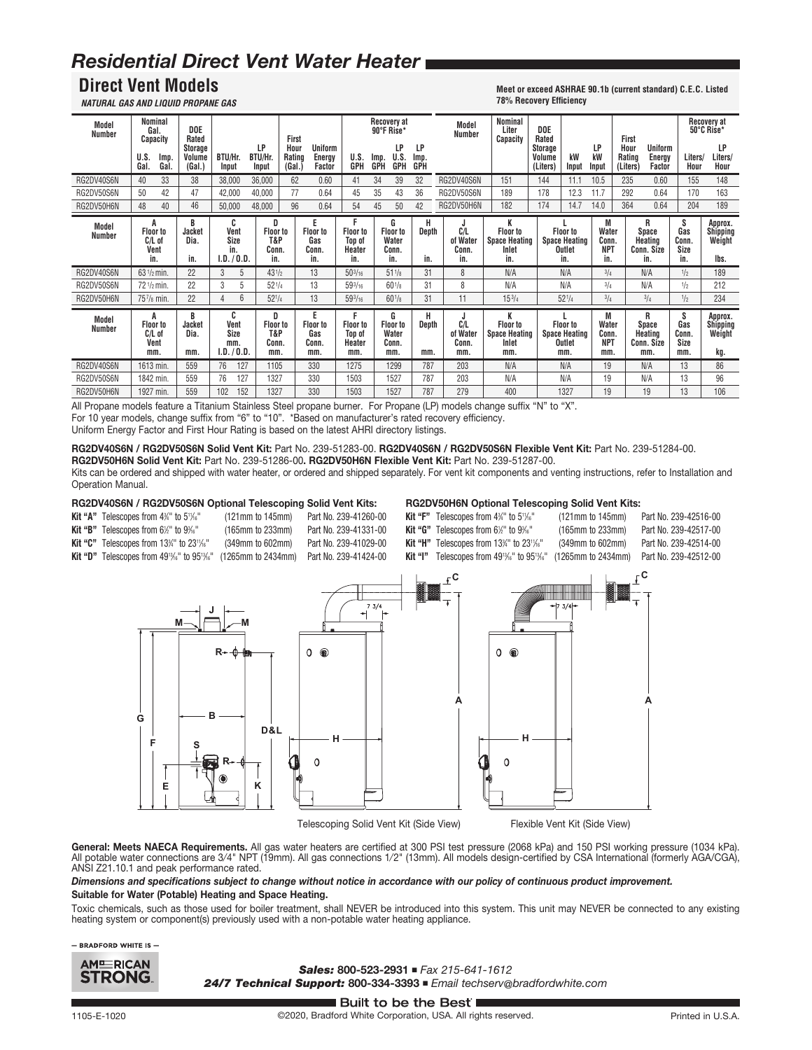# Residential Direct Vent Water Heater

## Direct Vent Models

*NATURAL GAS AND LIQUID PROPANE GAS*

**Meet or exceed ASHRAE 90.1b (current standard) C.E.C. Listed**
**78% Recovery Efficiency**

| Model Number | Nominal Gal. Capacity U.S. Gal. | Nominal Gal. Capacity Imp. Gal. | DOE Rated Storage Volume (Gal.) | BTU/Hr. Input | LP BTU/Hr. Input | First Hour Rating (Gal.) | Uniform Energy Factor | Recovery at 90°F Rise* U.S. GPH | Recovery at 90°F Rise* Imp. GPH | Recovery at 90°F Rise* LP U.S. GPH | Recovery at 90°F Rise* LP Imp. GPH |
|---|---|---|---|---|---|---|---|---|---|---|---|
| RG2DV40S6N | 40 | 33 | 38 | 38,000 | 36,000 | 62 | 0.60 | 41 | 34 | 39 | 32 |
| RG2DV50S6N | 50 | 42 | 47 | 42,000 | 40,000 | 77 | 0.64 | 45 | 35 | 43 | 36 |
| RG2DV50H6N | 48 | 40 | 46 | 50,000 | 48,000 | 96 | 0.64 | 54 | 45 | 50 | 42 |

| Model Number | Nominal Liter Capacity | DOE Rated Storage Volume (Liters) | kW Input | LP kW Input | First Hour Rating (Liters) | Uniform Energy Factor | Recovery at 50°C Rise* Liters/Hour | Recovery at 50°C Rise* LP Liters/Hour |
|---|---|---|---|---|---|---|---|---|
| RG2DV40S6N | 151 | 144 | 11.1 | 10.5 | 235 | 0.60 | 155 | 148 |
| RG2DV50S6N | 189 | 178 | 12.3 | 11.7 | 292 | 0.64 | 170 | 163 |
| RG2DV50H6N | 182 | 174 | 14.7 | 14.0 | 364 | 0.64 | 204 | 189 |

| Model Number | A Floor to C/L of Vent in. | B Jacket Dia. in. | C Vent Size in. I.D. | C Vent Size in. O.D. | D Floor to T&P Conn. in. | E Floor to Gas Conn. in. | F Floor to Top of Heater in. | G Floor to Water Conn. in. | H Depth in. | J C/L of Water Conn. in. | K Floor to Space Heating Inlet in. | L Floor to Space Heating Outlet in. | M Water Conn. NPT in. | R Space Heating Conn. Size in. | S Gas Conn. Size in. | Approx. Shipping Weight lbs. |
|---|---|---|---|---|---|---|---|---|---|---|---|---|---|---|---|---|
| RG2DV40S6N | 63 1/2 min. | 22 | 3 | 5 | 43 1/2 | 13 | 50 3/16 | 51 1/8 | 31 | 8 | N/A | N/A | 3/4 | N/A | 1/2 | 189 |
| RG2DV50S6N | 72 1/2 min. | 22 | 3 | 5 | 52 1/4 | 13 | 59 3/16 | 60 1/8 | 31 | 8 | N/A | N/A | 3/4 | N/A | 1/2 | 212 |
| RG2DV50H6N | 75 7/8 min. | 22 | 4 | 6 | 52 1/4 | 13 | 59 3/16 | 60 1/8 | 31 | 11 | 15 3/4 | 52 1/4 | 3/4 | 3/4 | 1/2 | 234 |

| Model Number | A Floor to C/L of Vent mm. | B Jacket Dia. mm. | C Vent Size mm. I.D. | C Vent Size mm. O.D. | D Floor to T&P Conn. mm. | E Floor to Gas Conn. mm. | F Floor to Top of Heater mm. | G Floor to Water Conn. mm. | H Depth mm. | J C/L of Water Conn. mm. | K Floor to Space Heating Inlet mm. | L Floor to Space Heating Outlet mm. | M Water Conn. NPT mm. | R Space Heating Conn. Size mm. | S Gas Conn. Size mm. | Approx. Shipping Weight kg. |
|---|---|---|---|---|---|---|---|---|---|---|---|---|---|---|---|---|
| RG2DV40S6N | 1613 min. | 559 | 76 | 127 | 1105 | 330 | 1275 | 1299 | 787 | 203 | N/A | N/A | 19 | N/A | 13 | 86 |
| RG2DV50S6N | 1842 min. | 559 | 76 | 127 | 1327 | 330 | 1503 | 1527 | 787 | 203 | N/A | N/A | 19 | N/A | 13 | 96 |
| RG2DV50H6N | 1927 min. | 559 | 102 | 152 | 1327 | 330 | 1503 | 1527 | 787 | 279 | 400 | 1327 | 19 | 19 | 13 | 106 |

All Propane models feature a Titanium Stainless Steel propane burner. For Propane (LP) models change suffix "N" to "X".
For 10 year models, change suffix from "6" to "10". *Based on manufacturer's rated recovery efficiency.
Uniform Energy Factor and First Hour Rating is based on the latest AHRI directory listings.

**RG2DV40S6N / RG2DV50S6N Solid Vent Kit:** Part No. 239-51283-00. **RG2DV40S6N / RG2DV50S6N Flexible Vent Kit:** Part No. 239-51284-00.
**RG2DV50H6N Solid Vent Kit:** Part No. 239-51286-00**. RG2DV50H6N Flexible Vent Kit:** Part No. 239-51287-00.
Kits can be ordered and shipped with water heater, or ordered and shipped separately. For vent kit components and venting instructions, refer to Installation and Operation Manual.

**RG2DV40S6N / RG2DV50S6N Optional Telescoping Solid Vent Kits:**

**Kit "A"** Telescopes from 4¾" to 5¹¹⁄₁₆" (121mm to 145mm) Part No. 239-41260-00
**Kit "B"** Telescopes from 6½" to 9³⁄₁₆" (165mm to 233mm) Part No. 239-41331-00
**Kit "C"** Telescopes from 13¾" to 23¹¹⁄₁₆" (349mm to 602mm) Part No. 239-41029-00
**Kit "D"** Telescopes from 49¹³⁄₁₆" to 95¹³⁄₁₆" (1265mm to 2434mm) Part No. 239-41424-00

**RG2DV50H6N Optional Telescoping Solid Vent Kits:**

**Kit "F"** Telescopes from 4¾" to 5¹¹⁄₁₆" (121mm to 145mm) Part No. 239-42516-00
**Kit "G"** Telescopes from 6½" to 9³⁄₁₆" (165mm to 233mm) Part No. 239-42517-00
**Kit "H"** Telescopes from 13¾" to 23¹¹⁄₁₆" (349mm to 602mm) Part No. 239-42514-00
**Kit "I"** Telescopes from 49¹³⁄₁₆" to 95¹³⁄₁₆" (1265mm to 2434mm) Part No. 239-42512-00

J M M R B G F S R E K D&L H A C 7 3/4

Telescoping Solid Vent Kit (Side View)

Flexible Vent Kit (Side View)

**General: Meets NAECA Requirements.** All gas water heaters are certified at 300 PSI test pressure (2068 kPa) and 150 PSI working pressure (1034 kPa). All potable water connections are 3/4" NPT (19mm). All gas connections 1/2" (13mm). All models design-certified by CSA International (formerly AGA/CGA), ANSI Z21.10.1 and peak performance rated.

***Dimensions and specifications subject to change without notice in accordance with our policy of continuous product improvement.***

**Suitable for Water (Potable) Heating and Space Heating.**

Toxic chemicals, such as those used for boiler treatment, shall NEVER be introduced into this system. This unit may NEVER be connected to any existing heating system or component(s) previously used with a non-potable water heating appliance.

— BRADFORD WHITE IS —
AMERICAN STRONG.

***Sales:*** **800-523-2931** ■ *Fax 215-641-1612*
***24/7 Technical Support:*** **800-334-3393** ■ *Email techserv@bradfordwhite.com*

Built to be the Best

1105-E-1020 ©2020, Bradford White Corporation, USA. All rights reserved. Printed in U.S.A.